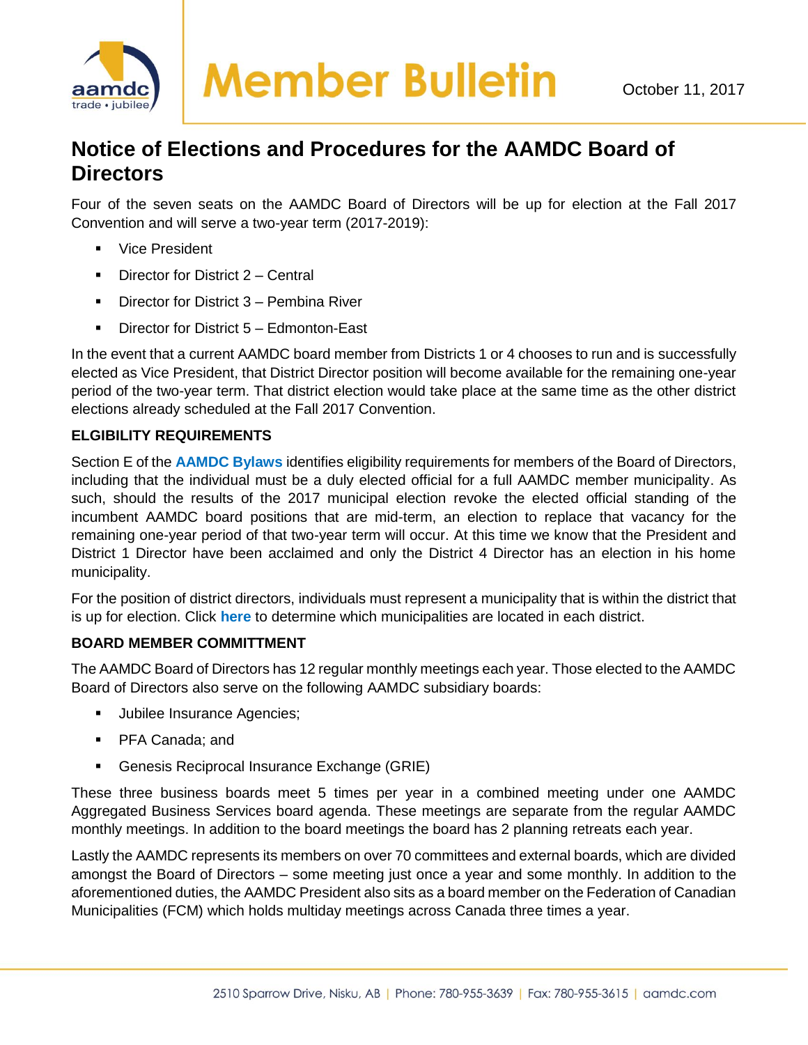# Member Bulletin

October 11, 2017

## Notice of Elections and Procedures for the AAMDC Board of Directors

Four of the seven seats on the AAMDC Board of Directors will be up for election at the Fall 2017 Convention and will serve a two-year term (2017-2019):

- Vice President
- Director for District 2 – Central
- Director for District 3 – Pembina River
- Director for District 5 – Edmonton-East

In the event that a current AAMDC board member from Districts 1 or 4 chooses to run and is successfully elected as Vice President, that District Director position will become available for the remaining one-year period of the two-year term. That district election would take place at the same time as the other district elections already scheduled at the Fall 2017 Convention.

### ELGIBILITY REQUIREMENTS

Section E of the **AAMDC Bylaws** identifies eligibility requirements for members of the Board of Directors, including that the individual must be a duly elected official for a full AAMDC member municipality. As such, should the results of the 2017 municipal election revoke the elected official standing of the incumbent AAMDC board positions that are mid-term, an election to replace that vacancy for the remaining one-year period of that two-year term will occur. At this time we know that the President and District 1 Director have been acclaimed and only the District 4 Director has an election in his home municipality.

For the position of district directors, individuals must represent a municipality that is within the district that is up for election. Click **here** to determine which municipalities are located in each district.

### BOARD MEMBER COMMITTMENT

The AAMDC Board of Directors has 12 regular monthly meetings each year. Those elected to the AAMDC Board of Directors also serve on the following AAMDC subsidiary boards:

- Jubilee Insurance Agencies;
- PFA Canada; and
- Genesis Reciprocal Insurance Exchange (GRIE)

These three business boards meet 5 times per year in a combined meeting under one AAMDC Aggregated Business Services board agenda. These meetings are separate from the regular AAMDC monthly meetings. In addition to the board meetings the board has 2 planning retreats each year.

Lastly the AAMDC represents its members on over 70 committees and external boards, which are divided amongst the Board of Directors – some meeting just once a year and some monthly. In addition to the aforementioned duties, the AAMDC President also sits as a board member on the Federation of Canadian Municipalities (FCM) which holds multiday meetings across Canada three times a year.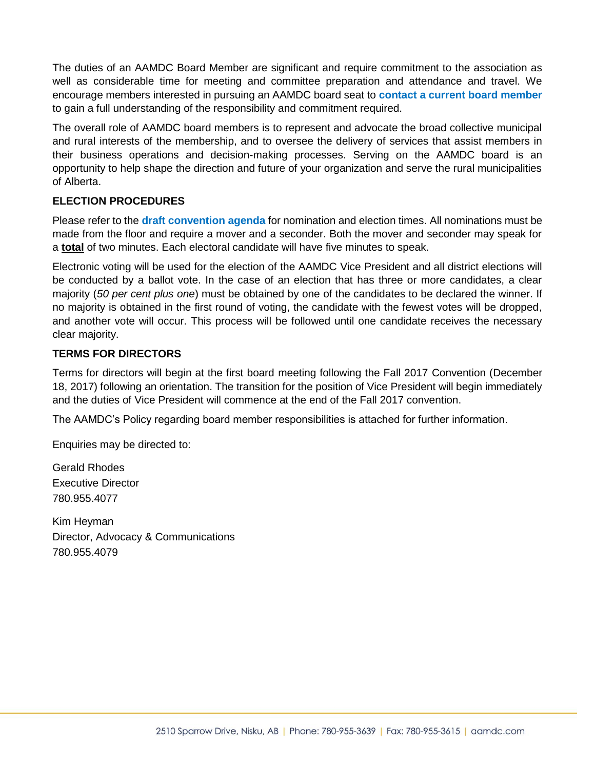The duties of an AAMDC Board Member are significant and require commitment to the association as well as considerable time for meeting and committee preparation and attendance and travel. We encourage members interested in pursuing an AAMDC board seat to **contact a current board member** to gain a full understanding of the responsibility and commitment required.

The overall role of AAMDC board members is to represent and advocate the broad collective municipal and rural interests of the membership, and to oversee the delivery of services that assist members in their business operations and decision-making processes. Serving on the AAMDC board is an opportunity to help shape the direction and future of your organization and serve the rural municipalities of Alberta.

## ELECTION PROCEDURES

Please refer to the **draft convention agenda** for nomination and election times. All nominations must be made from the floor and require a mover and a seconder. Both the mover and seconder may speak for a **total** of two minutes. Each electoral candidate will have five minutes to speak.

Electronic voting will be used for the election of the AAMDC Vice President and all district elections will be conducted by a ballot vote. In the case of an election that has three or more candidates, a clear majority (*50 per cent plus one*) must be obtained by one of the candidates to be declared the winner. If no majority is obtained in the first round of voting, the candidate with the fewest votes will be dropped, and another vote will occur. This process will be followed until one candidate receives the necessary clear majority.

## TERMS FOR DIRECTORS

Terms for directors will begin at the first board meeting following the Fall 2017 Convention (December 18, 2017) following an orientation. The transition for the position of Vice President will begin immediately and the duties of Vice President will commence at the end of the Fall 2017 convention.

The AAMDC's Policy regarding board member responsibilities is attached for further information.

Enquiries may be directed to:

Gerald Rhodes
Executive Director
780.955.4077

Kim Heyman
Director, Advocacy & Communications
780.955.4079

2510 Sparrow Drive, Nisku, AB | Phone: 780-955-3639 | Fax: 780-955-3615 | aamdc.com